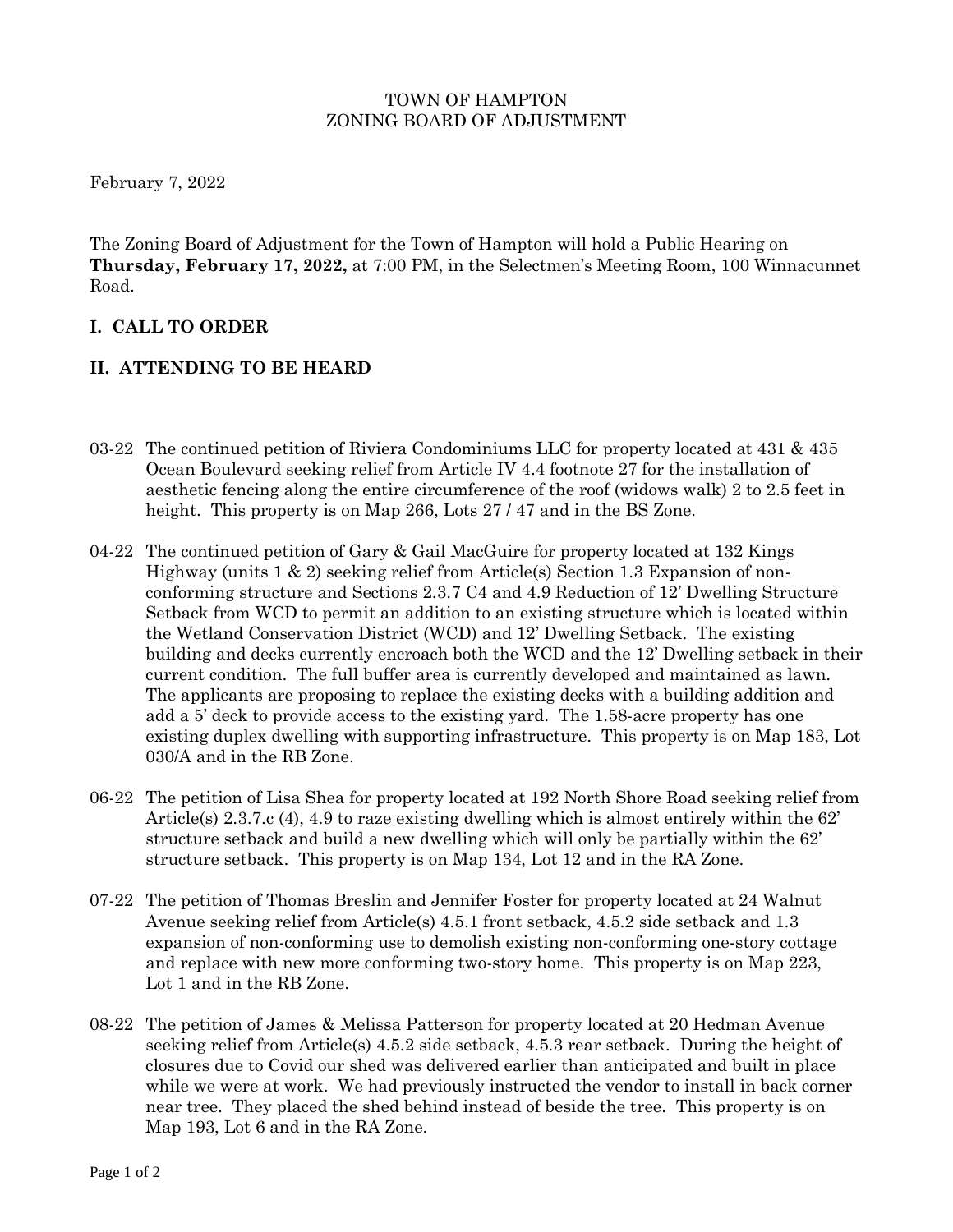TOWN OF HAMPTON
ZONING BOARD OF ADJUSTMENT

February 7, 2022

The Zoning Board of Adjustment for the Town of Hampton will hold a Public Hearing on **Thursday, February 17, 2022,** at 7:00 PM, in the Selectmen's Meeting Room, 100 Winnacunnet Road.

## I. CALL TO ORDER

## II. ATTENDING TO BE HEARD

03-22 The continued petition of Riviera Condominiums LLC for property located at 431 & 435 Ocean Boulevard seeking relief from Article IV 4.4 footnote 27 for the installation of aesthetic fencing along the entire circumference of the roof (widows walk) 2 to 2.5 feet in height. This property is on Map 266, Lots 27 / 47 and in the BS Zone.

04-22 The continued petition of Gary & Gail MacGuire for property located at 132 Kings Highway (units 1 & 2) seeking relief from Article(s) Section 1.3 Expansion of non-conforming structure and Sections 2.3.7 C4 and 4.9 Reduction of 12' Dwelling Structure Setback from WCD to permit an addition to an existing structure which is located within the Wetland Conservation District (WCD) and 12' Dwelling Setback. The existing building and decks currently encroach both the WCD and the 12' Dwelling setback in their current condition. The full buffer area is currently developed and maintained as lawn. The applicants are proposing to replace the existing decks with a building addition and add a 5' deck to provide access to the existing yard. The 1.58-acre property has one existing duplex dwelling with supporting infrastructure. This property is on Map 183, Lot 030/A and in the RB Zone.

06-22 The petition of Lisa Shea for property located at 192 North Shore Road seeking relief from Article(s) 2.3.7.c (4), 4.9 to raze existing dwelling which is almost entirely within the 62' structure setback and build a new dwelling which will only be partially within the 62' structure setback. This property is on Map 134, Lot 12 and in the RA Zone.

07-22 The petition of Thomas Breslin and Jennifer Foster for property located at 24 Walnut Avenue seeking relief from Article(s) 4.5.1 front setback, 4.5.2 side setback and 1.3 expansion of non-conforming use to demolish existing non-conforming one-story cottage and replace with new more conforming two-story home. This property is on Map 223, Lot 1 and in the RB Zone.

08-22 The petition of James & Melissa Patterson for property located at 20 Hedman Avenue seeking relief from Article(s) 4.5.2 side setback, 4.5.3 rear setback. During the height of closures due to Covid our shed was delivered earlier than anticipated and built in place while we were at work. We had previously instructed the vendor to install in back corner near tree. They placed the shed behind instead of beside the tree. This property is on Map 193, Lot 6 and in the RA Zone.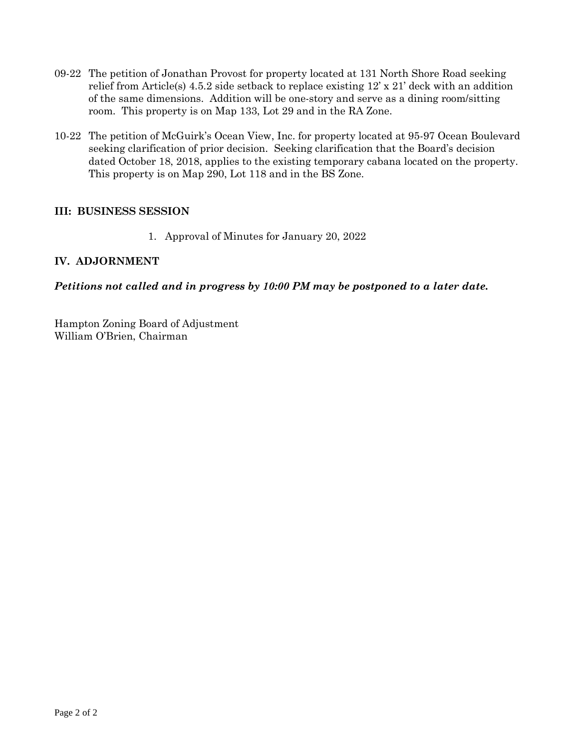09-22 The petition of Jonathan Provost for property located at 131 North Shore Road seeking relief from Article(s) 4.5.2 side setback to replace existing 12' x 21' deck with an addition of the same dimensions. Addition will be one-story and serve as a dining room/sitting room. This property is on Map 133, Lot 29 and in the RA Zone.

10-22 The petition of McGuirk's Ocean View, Inc. for property located at 95-97 Ocean Boulevard seeking clarification of prior decision. Seeking clarification that the Board's decision dated October 18, 2018, applies to the existing temporary cabana located on the property. This property is on Map 290, Lot 118 and in the BS Zone.

## III: BUSINESS SESSION

1. Approval of Minutes for January 20, 2022

## IV. ADJOURNMENT

***Petitions not called and in progress by 10:00 PM may be postponed to a later date.***

Hampton Zoning Board of Adjustment
William O'Brien, Chairman